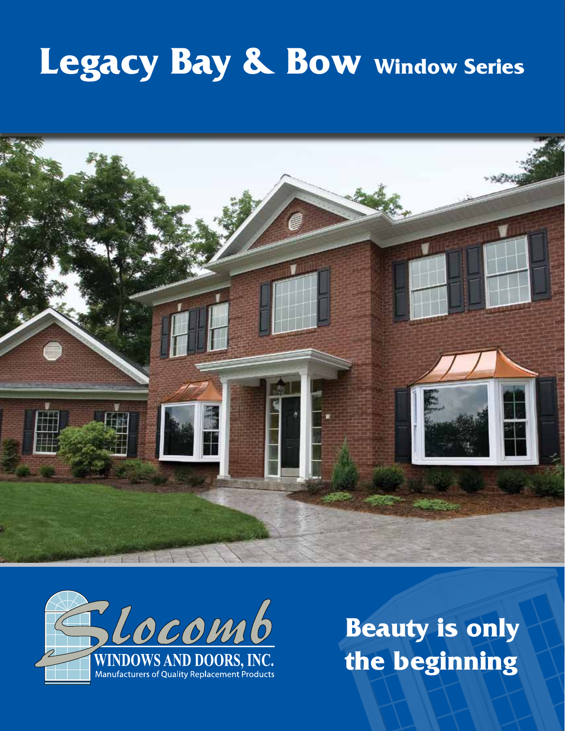# Legacy Bay & Bow Window Series

Slocomb WINDOWS AND DOORS, INC.
Manufacturers of Quality Replacement Products

## Beauty is only the beginning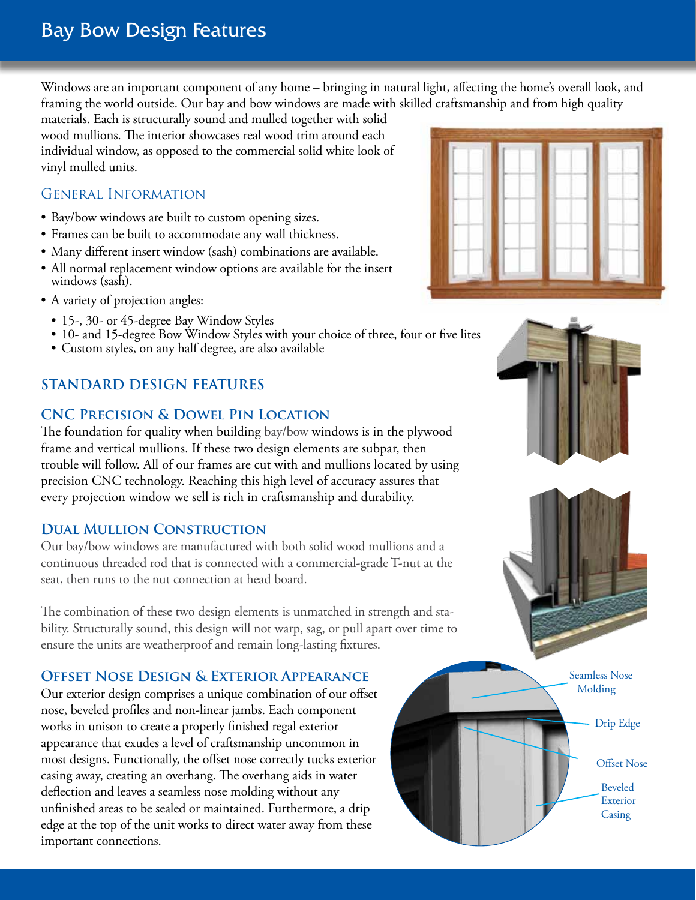# Bay Bow Design Features

Windows are an important component of any home – bringing in natural light, affecting the home's overall look, and framing the world outside. Our bay and bow windows are made with skilled craftsmanship and from high quality materials. Each is structurally sound and mulled together with solid wood mullions. The interior showcases real wood trim around each individual window, as opposed to the commercial solid white look of vinyl mulled units.

## General Information

- Bay/bow windows are built to custom opening sizes.
- Frames can be built to accommodate any wall thickness.
- Many different insert window (sash) combinations are available.
- All normal replacement window options are available for the insert windows (sash).
- A variety of projection angles:
  - 15-, 30- or 45-degree Bay Window Styles
  - 10- and 15-degree Bow Window Styles with your choice of three, four or five lites
  - Custom styles, on any half degree, are also available

## Standard Design Features

### CNC Precision & Dowel Pin Location

The foundation for quality when building bay/bow windows is in the plywood frame and vertical mullions. If these two design elements are subpar, then trouble will follow. All of our frames are cut with and mullions located by using precision CNC technology. Reaching this high level of accuracy assures that every projection window we sell is rich in craftsmanship and durability.

### Dual Mullion Construction

Our bay/bow windows are manufactured with both solid wood mullions and a continuous threaded rod that is connected with a commercial-grade T-nut at the seat, then runs to the nut connection at head board.

The combination of these two design elements is unmatched in strength and stability. Structurally sound, this design will not warp, sag, or pull apart over time to ensure the units are weatherproof and remain long-lasting fixtures.

### Offset Nose Design & Exterior Appearance

Our exterior design comprises a unique combination of our offset nose, beveled profiles and non-linear jambs. Each component works in unison to create a properly finished regal exterior appearance that exudes a level of craftsmanship uncommon in most designs. Functionally, the offset nose correctly tucks exterior casing away, creating an overhang. The overhang aids in water deflection and leaves a seamless nose molding without any unfinished areas to be sealed or maintained. Furthermore, a drip edge at the top of the unit works to direct water away from these important connections.

Seamless Nose Molding

Drip Edge

Offset Nose

Beveled Exterior Casing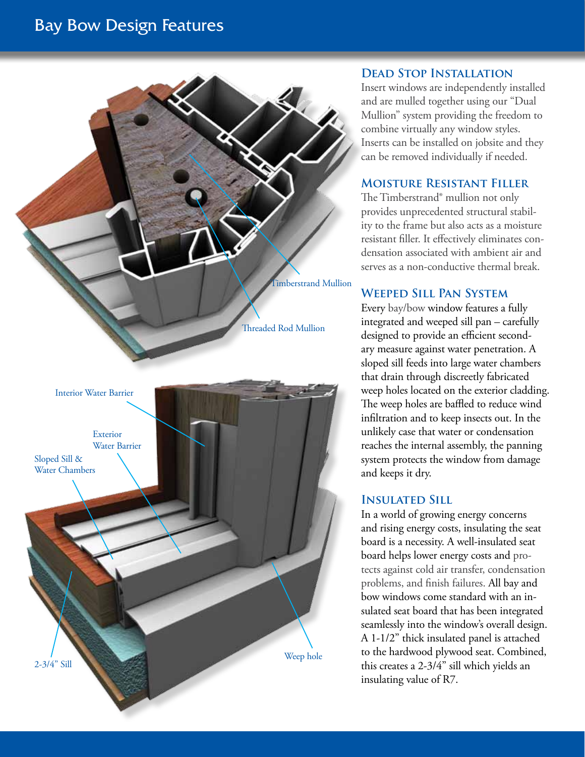# Bay Bow Design Features

Timberstrand Mullion

Threaded Rod Mullion

Interior Water Barrier

Exterior Water Barrier

Sloped Sill & Water Chambers

2-3/4" Sill

Weep hole

## Dead Stop Installation

Insert windows are independently installed and are mulled together using our "Dual Mullion" system providing the freedom to combine virtually any window styles. Inserts can be installed on jobsite and they can be removed individually if needed.

## Moisture Resistant Filler

The Timberstrand® mullion not only provides unprecedented structural stability to the frame but also acts as a moisture resistant filler. It effectively eliminates condensation associated with ambient air and serves as a non-conductive thermal break.

## Weeped Sill Pan System

Every bay/bow window features a fully integrated and weeped sill pan – carefully designed to provide an efficient secondary measure against water penetration. A sloped sill feeds into large water chambers that drain through discreetly fabricated weep holes located on the exterior cladding. The weep holes are baffled to reduce wind infiltration and to keep insects out. In the unlikely case that water or condensation reaches the internal assembly, the panning system protects the window from damage and keeps it dry.

## Insulated Sill

In a world of growing energy concerns and rising energy costs, insulating the seat board is a necessity. A well-insulated seat board helps lower energy costs and protects against cold air transfer, condensation problems, and finish failures. All bay and bow windows come standard with an insulated seat board that has been integrated seamlessly into the window's overall design. A 1-1/2" thick insulated panel is attached to the hardwood plywood seat. Combined, this creates a 2-3/4" sill which yields an insulating value of R7.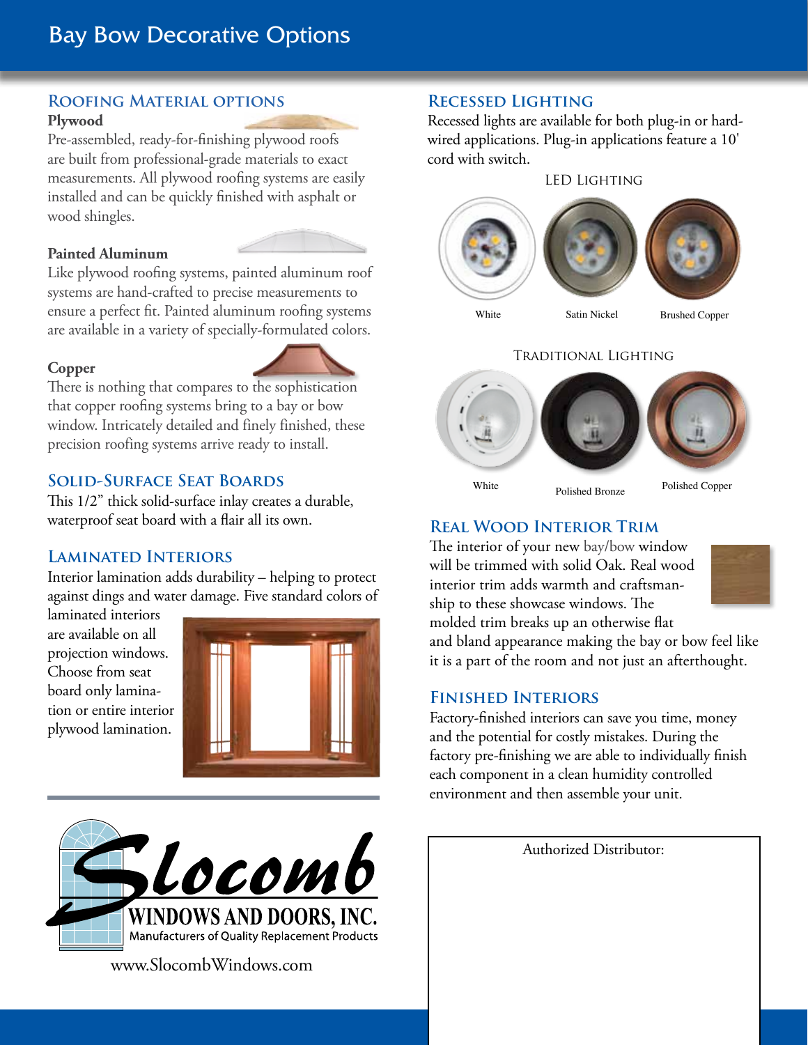# Bay Bow Decorative Options

## Roofing Material Options

### Plywood

Pre-assembled, ready-for-finishing plywood roofs are built from professional-grade materials to exact measurements. All plywood roofing systems are easily installed and can be quickly finished with asphalt or wood shingles.

### Painted Aluminum

Like plywood roofing systems, painted aluminum roof systems are hand-crafted to precise measurements to ensure a perfect fit. Painted aluminum roofing systems are available in a variety of specially-formulated colors.

### Copper

There is nothing that compares to the sophistication that copper roofing systems bring to a bay or bow window. Intricately detailed and finely finished, these precision roofing systems arrive ready to install.

## Solid-Surface Seat Boards

This 1/2" thick solid-surface inlay creates a durable, waterproof seat board with a flair all its own.

## Laminated Interiors

Interior lamination adds durability – helping to protect against dings and water damage. Five standard colors of laminated interiors are available on all projection windows. Choose from seat board only lamination or entire interior plywood lamination.

## Recessed Lighting

Recessed lights are available for both plug-in or hard-wired applications. Plug-in applications feature a 10' cord with switch.

### LED Lighting

White

Satin Nickel

Brushed Copper

### Traditional Lighting

White

Polished Bronze

Polished Copper

## Real Wood Interior Trim

The interior of your new bay/bow window will be trimmed with solid Oak. Real wood interior trim adds warmth and craftsmanship to these showcase windows. The molded trim breaks up an otherwise flat and bland appearance making the bay or bow feel like it is a part of the room and not just an afterthought.

## Finished Interiors

Factory-finished interiors can save you time, money and the potential for costly mistakes. During the factory pre-finishing we are able to individually finish each component in a clean humidity controlled environment and then assemble your unit.

Slocomb WINDOWS AND DOORS, INC.
Manufacturers of Quality Replacement Products

www.SlocombWindows.com

Authorized Distributor: